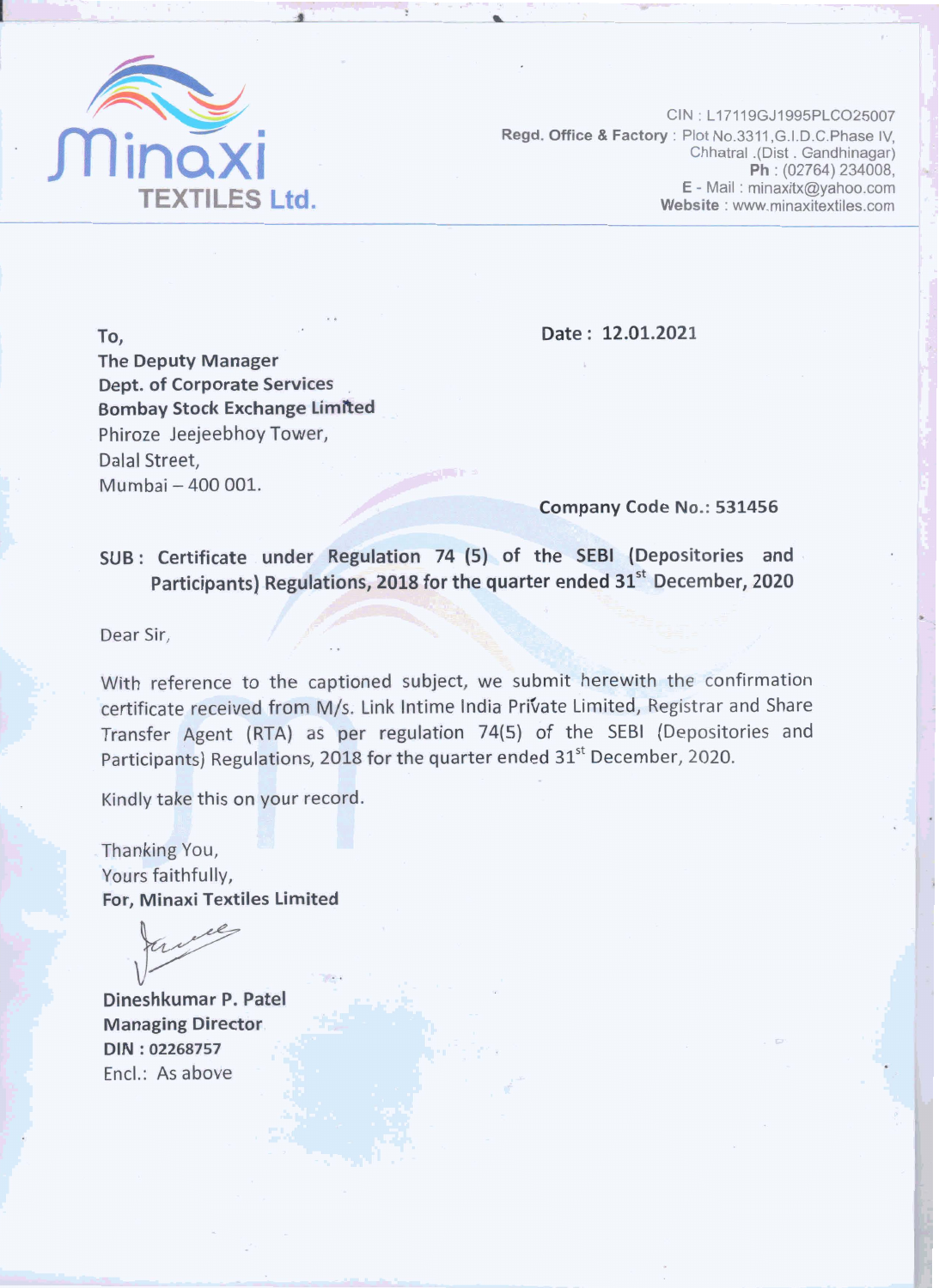**Minaxi TEXTILES Ltd.**

CIN : L17119GJ1995PLCO25007
**Regd. Office & Factory** : Plot No.3311,G.I.D.C.Phase IV,
Chhatral .(Dist . Gandhinagar)
**Ph** : (02764) 234008,
**E** - Mail : minaxitx@yahoo.com
**Website** : www.minaxitextiles.com

**To,**
**The Deputy Manager**
**Dept. of Corporate Services**
**Bombay Stock Exchange Limited**
Phiroze Jeejeebhoy Tower,
Dalal Street,
Mumbai – 400 001.

**Date : 12.01.2021**

**Company Code No.: 531456**

**SUB : Certificate under Regulation 74 (5) of the SEBI (Depositories and Participants) Regulations, 2018 for the quarter ended 31st December, 2020**

Dear Sir,

With reference to the captioned subject, we submit herewith the confirmation certificate received from M/s. Link Intime India Private Limited, Registrar and Share Transfer Agent (RTA) as per regulation 74(5) of the SEBI (Depositories and Participants) Regulations, 2018 for the quarter ended 31st December, 2020.

Kindly take this on your record.

Thanking You,
Yours faithfully,
**For, Minaxi Textiles Limited**

**Dineshkumar P. Patel**
**Managing Director**
**DIN : 02268757**
Encl.: As above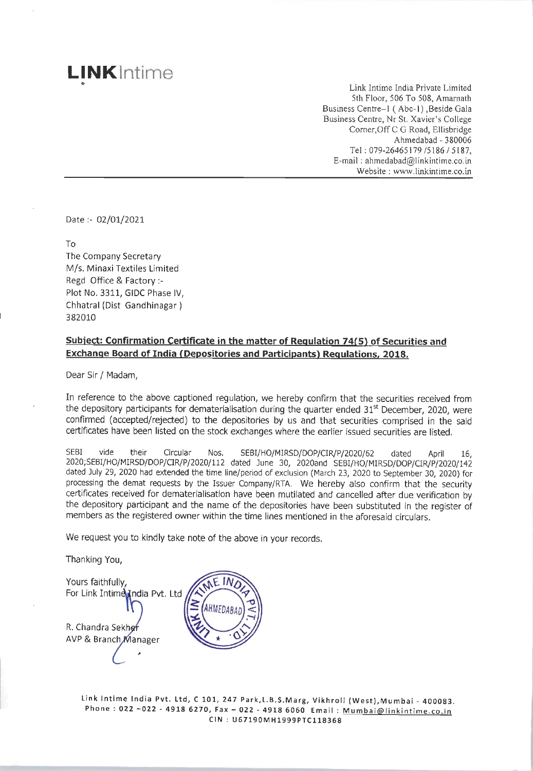**LINK**Intime

Link Intime India Private Limited
5th Floor, 506 To 508, Amarnath
Business Centre–1 ( Abc-1) ,Beside Gala
Business Centre, Nr St. Xavier's College
Corner,Off C G Road, Ellisbridge
Ahmedabad - 380006
Tel : 079-26465179 /5186 / 5187,
E-mail : ahmedabad@linkintime.co.in
Website : www.linkintime.co.in

Date :- 02/01/2021

To
The Company Secretary
M/s. Minaxi Textiles Limited
Regd Office & Factory :-
Plot No. 3311, GIDC Phase IV,
Chhatral (Dist Gandhinagar )
382010

**Subject: Confirmation Certificate in the matter of Regulation 74(5) of Securities and Exchange Board of India (Depositories and Participants) Regulations, 2018.**

Dear Sir / Madam,

In reference to the above captioned regulation, we hereby confirm that the securities received from the depository participants for dematerialisation during the quarter ended 31st December, 2020, were confirmed (accepted/rejected) to the depositories by us and that securities comprised in the said certificates have been listed on the stock exchanges where the earlier issued securities are listed.

SEBI vide their Circular Nos. SEBI/HO/MIRSD/DOP/CIR/P/2020/62 dated April 16, 2020;SEBI/HO/MIRSD/DOP/CIR/P/2020/112 dated June 30, 2020and SEBI/HO/MIRSD/DOP/CIR/P/2020/142 dated July 29, 2020 had extended the time line/period of exclusion (March 23, 2020 to September 30, 2020) for processing the demat requests by the Issuer Company/RTA. We hereby also confirm that the security certificates received for dematerialisation have been mutilated and cancelled after due verification by the depository participant and the name of the depositories have been substituted in the register of members as the registered owner within the time lines mentioned in the aforesaid circulars.

We request you to kindly take note of the above in your records.

Thanking You,

Yours faithfully,
For Link Intime India Pvt. Ltd

R. Chandra Sekher
AVP & Branch Manager

Link Intime India Pvt. Ltd, C 101, 247 Park,L.B.S.Marg, Vikhroli (West),Mumbai - 400083.
Phone : 022 –022 - 4918 6270, Fax – 022 - 4918 6060 Email : Mumbai@linkintime.co.in
CIN : U67190MH1999PTC118368